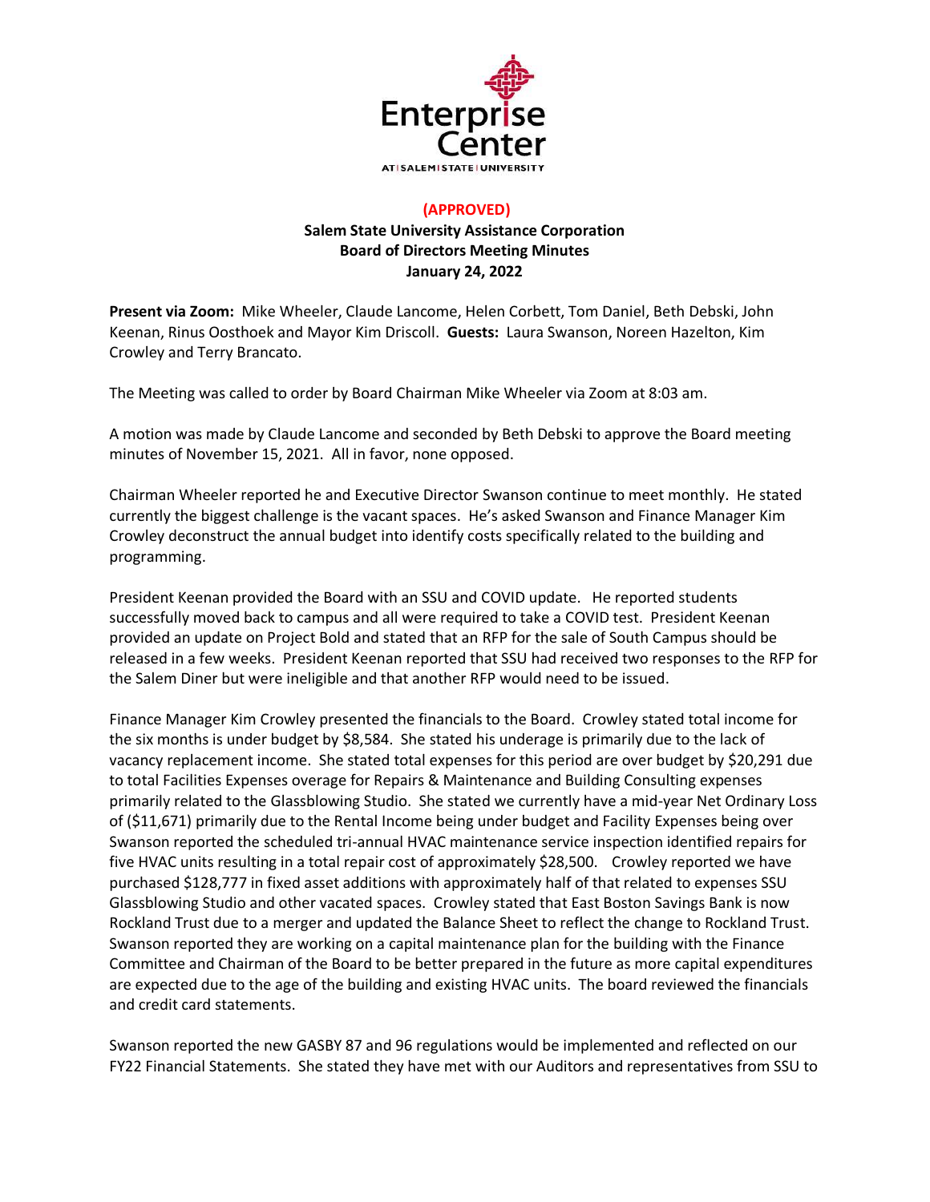**(APPROVED)**

**Salem State University Assistance Corporation**
**Board of Directors Meeting Minutes**
**January 24, 2022**

**Present via Zoom:** Mike Wheeler, Claude Lancome, Helen Corbett, Tom Daniel, Beth Debski, John Keenan, Rinus Oosthoek and Mayor Kim Driscoll. **Guests:** Laura Swanson, Noreen Hazelton, Kim Crowley and Terry Brancato.

The Meeting was called to order by Board Chairman Mike Wheeler via Zoom at 8:03 am.

A motion was made by Claude Lancome and seconded by Beth Debski to approve the Board meeting minutes of November 15, 2021. All in favor, none opposed.

Chairman Wheeler reported he and Executive Director Swanson continue to meet monthly. He stated currently the biggest challenge is the vacant spaces. He's asked Swanson and Finance Manager Kim Crowley deconstruct the annual budget into identify costs specifically related to the building and programming.

President Keenan provided the Board with an SSU and COVID update. He reported students successfully moved back to campus and all were required to take a COVID test. President Keenan provided an update on Project Bold and stated that an RFP for the sale of South Campus should be released in a few weeks. President Keenan reported that SSU had received two responses to the RFP for the Salem Diner but were ineligible and that another RFP would need to be issued.

Finance Manager Kim Crowley presented the financials to the Board. Crowley stated total income for the six months is under budget by $8,584. She stated his underage is primarily due to the lack of vacancy replacement income. She stated total expenses for this period are over budget by $20,291 due to total Facilities Expenses overage for Repairs & Maintenance and Building Consulting expenses primarily related to the Glassblowing Studio. She stated we currently have a mid-year Net Ordinary Loss of ($11,671) primarily due to the Rental Income being under budget and Facility Expenses being over Swanson reported the scheduled tri-annual HVAC maintenance service inspection identified repairs for five HVAC units resulting in a total repair cost of approximately $28,500. Crowley reported we have purchased $128,777 in fixed asset additions with approximately half of that related to expenses SSU Glassblowing Studio and other vacated spaces. Crowley stated that East Boston Savings Bank is now Rockland Trust due to a merger and updated the Balance Sheet to reflect the change to Rockland Trust. Swanson reported they are working on a capital maintenance plan for the building with the Finance Committee and Chairman of the Board to be better prepared in the future as more capital expenditures are expected due to the age of the building and existing HVAC units. The board reviewed the financials and credit card statements.

Swanson reported the new GASBY 87 and 96 regulations would be implemented and reflected on our FY22 Financial Statements. She stated they have met with our Auditors and representatives from SSU to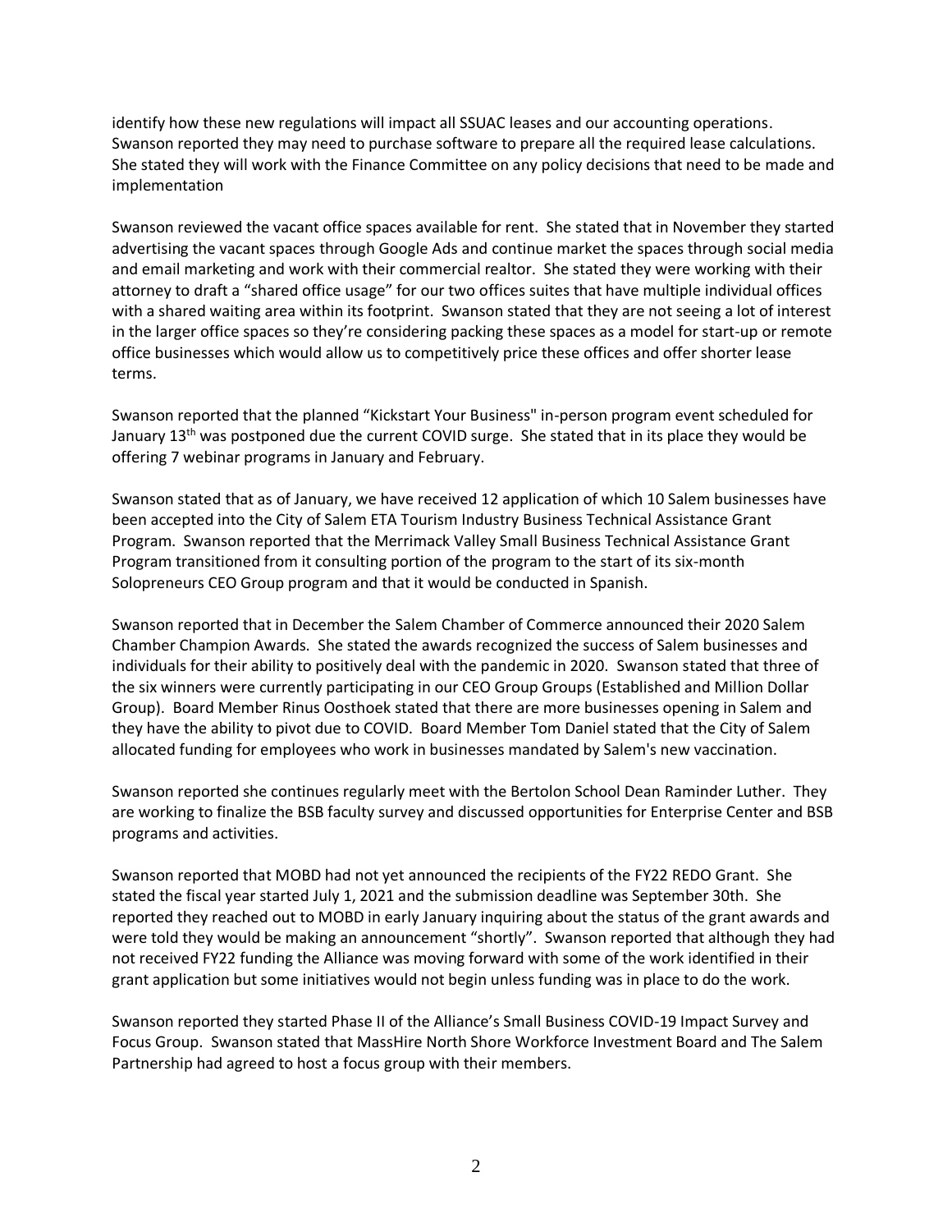identify how these new regulations will impact all SSUAC leases and our accounting operations. Swanson reported they may need to purchase software to prepare all the required lease calculations. She stated they will work with the Finance Committee on any policy decisions that need to be made and implementation

Swanson reviewed the vacant office spaces available for rent. She stated that in November they started advertising the vacant spaces through Google Ads and continue market the spaces through social media and email marketing and work with their commercial realtor. She stated they were working with their attorney to draft a "shared office usage" for our two offices suites that have multiple individual offices with a shared waiting area within its footprint. Swanson stated that they are not seeing a lot of interest in the larger office spaces so they're considering packing these spaces as a model for start-up or remote office businesses which would allow us to competitively price these offices and offer shorter lease terms.

Swanson reported that the planned "Kickstart Your Business" in-person program event scheduled for January 13th was postponed due the current COVID surge. She stated that in its place they would be offering 7 webinar programs in January and February.

Swanson stated that as of January, we have received 12 application of which 10 Salem businesses have been accepted into the City of Salem ETA Tourism Industry Business Technical Assistance Grant Program. Swanson reported that the Merrimack Valley Small Business Technical Assistance Grant Program transitioned from it consulting portion of the program to the start of its six-month Solopreneurs CEO Group program and that it would be conducted in Spanish.

Swanson reported that in December the Salem Chamber of Commerce announced their 2020 Salem Chamber Champion Awards. She stated the awards recognized the success of Salem businesses and individuals for their ability to positively deal with the pandemic in 2020. Swanson stated that three of the six winners were currently participating in our CEO Group Groups (Established and Million Dollar Group). Board Member Rinus Oosthoek stated that there are more businesses opening in Salem and they have the ability to pivot due to COVID. Board Member Tom Daniel stated that the City of Salem allocated funding for employees who work in businesses mandated by Salem's new vaccination.

Swanson reported she continues regularly meet with the Bertolon School Dean Raminder Luther. They are working to finalize the BSB faculty survey and discussed opportunities for Enterprise Center and BSB programs and activities.

Swanson reported that MOBD had not yet announced the recipients of the FY22 REDO Grant. She stated the fiscal year started July 1, 2021 and the submission deadline was September 30th. She reported they reached out to MOBD in early January inquiring about the status of the grant awards and were told they would be making an announcement "shortly". Swanson reported that although they had not received FY22 funding the Alliance was moving forward with some of the work identified in their grant application but some initiatives would not begin unless funding was in place to do the work.

Swanson reported they started Phase II of the Alliance's Small Business COVID-19 Impact Survey and Focus Group. Swanson stated that MassHire North Shore Workforce Investment Board and The Salem Partnership had agreed to host a focus group with their members.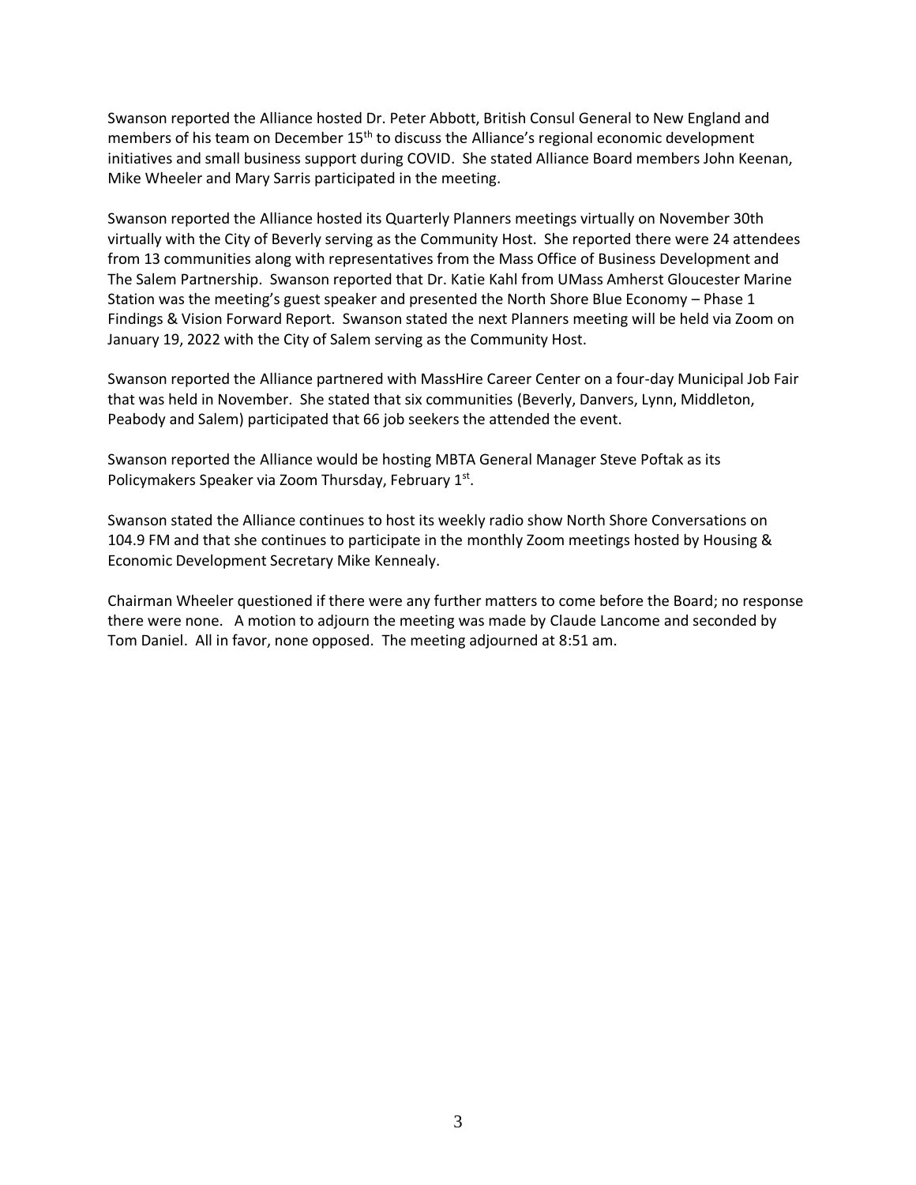Swanson reported the Alliance hosted Dr. Peter Abbott, British Consul General to New England and members of his team on December 15th to discuss the Alliance's regional economic development initiatives and small business support during COVID. She stated Alliance Board members John Keenan, Mike Wheeler and Mary Sarris participated in the meeting.

Swanson reported the Alliance hosted its Quarterly Planners meetings virtually on November 30th virtually with the City of Beverly serving as the Community Host. She reported there were 24 attendees from 13 communities along with representatives from the Mass Office of Business Development and The Salem Partnership. Swanson reported that Dr. Katie Kahl from UMass Amherst Gloucester Marine Station was the meeting's guest speaker and presented the North Shore Blue Economy – Phase 1 Findings & Vision Forward Report. Swanson stated the next Planners meeting will be held via Zoom on January 19, 2022 with the City of Salem serving as the Community Host.

Swanson reported the Alliance partnered with MassHire Career Center on a four-day Municipal Job Fair that was held in November. She stated that six communities (Beverly, Danvers, Lynn, Middleton, Peabody and Salem) participated that 66 job seekers the attended the event.

Swanson reported the Alliance would be hosting MBTA General Manager Steve Poftak as its Policymakers Speaker via Zoom Thursday, February 1st.

Swanson stated the Alliance continues to host its weekly radio show North Shore Conversations on 104.9 FM and that she continues to participate in the monthly Zoom meetings hosted by Housing & Economic Development Secretary Mike Kennealy.

Chairman Wheeler questioned if there were any further matters to come before the Board; no response there were none. A motion to adjourn the meeting was made by Claude Lancome and seconded by Tom Daniel. All in favor, none opposed. The meeting adjourned at 8:51 am.